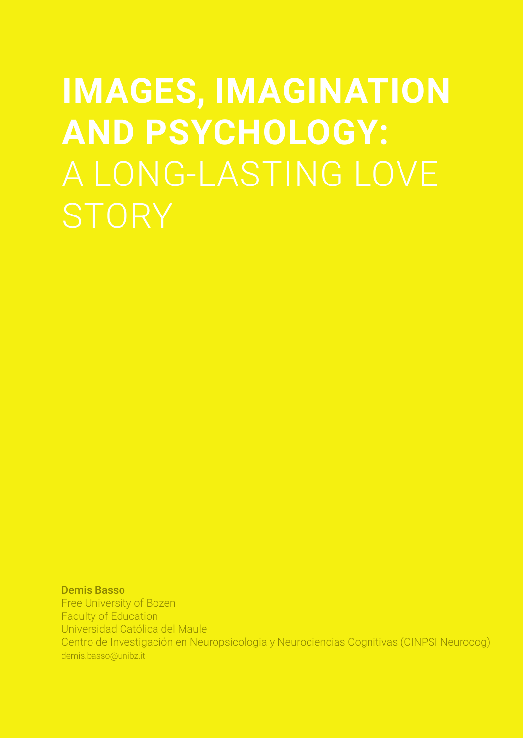# IMAGES, IMAGINATION AND PSYCHOLOGY: A LONG-LASTING LOVE STORY

**Demis Basso**

Free University of Bozen

Faculty of Education

Universidad Católica del Maule

Centro de Investigación en Neuropsicologia y Neurociencias Cognitivas (CINPSI Neurocog)

demis.basso@unibz.it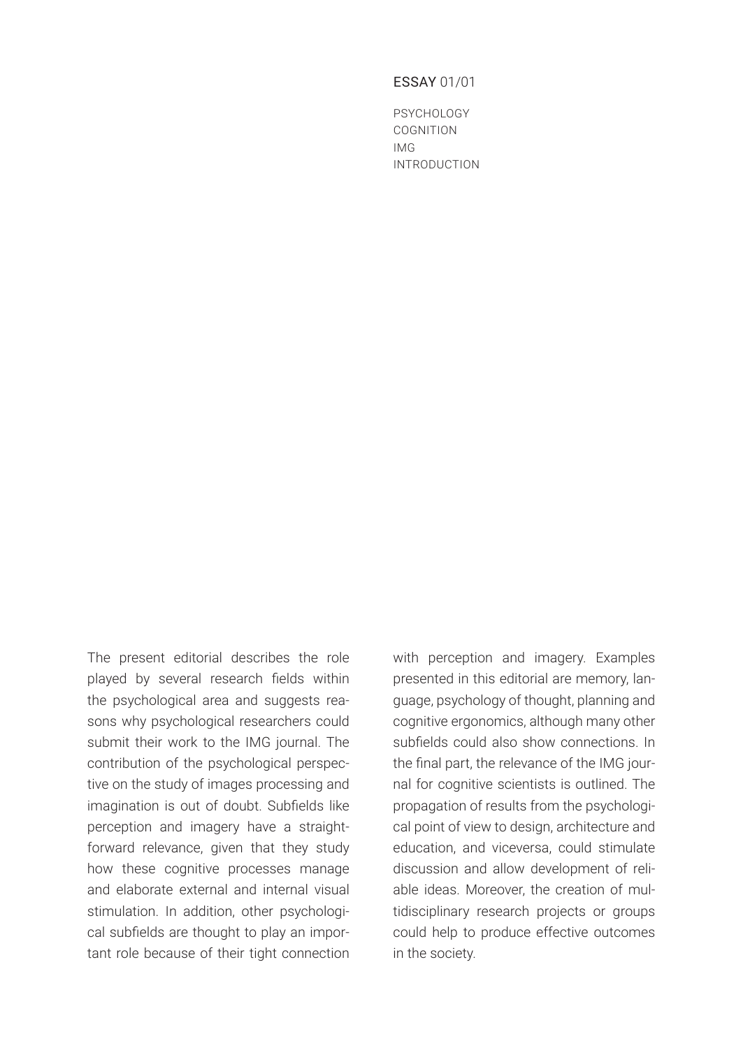ESSAY 01/01

PSYCHOLOGY
COGNITION
IMG
INTRODUCTION

The present editorial describes the role played by several research fields within the psychological area and suggests reasons why psychological researchers could submit their work to the IMG journal. The contribution of the psychological perspective on the study of images processing and imagination is out of doubt. Subfields like perception and imagery have a straightforward relevance, given that they study how these cognitive processes manage and elaborate external and internal visual stimulation. In addition, other psychological subfields are thought to play an important role because of their tight connection with perception and imagery. Examples presented in this editorial are memory, language, psychology of thought, planning and cognitive ergonomics, although many other subfields could also show connections. In the final part, the relevance of the IMG journal for cognitive scientists is outlined. The propagation of results from the psychological point of view to design, architecture and education, and viceversa, could stimulate discussion and allow development of reliable ideas. Moreover, the creation of multidisciplinary research projects or groups could help to produce effective outcomes in the society.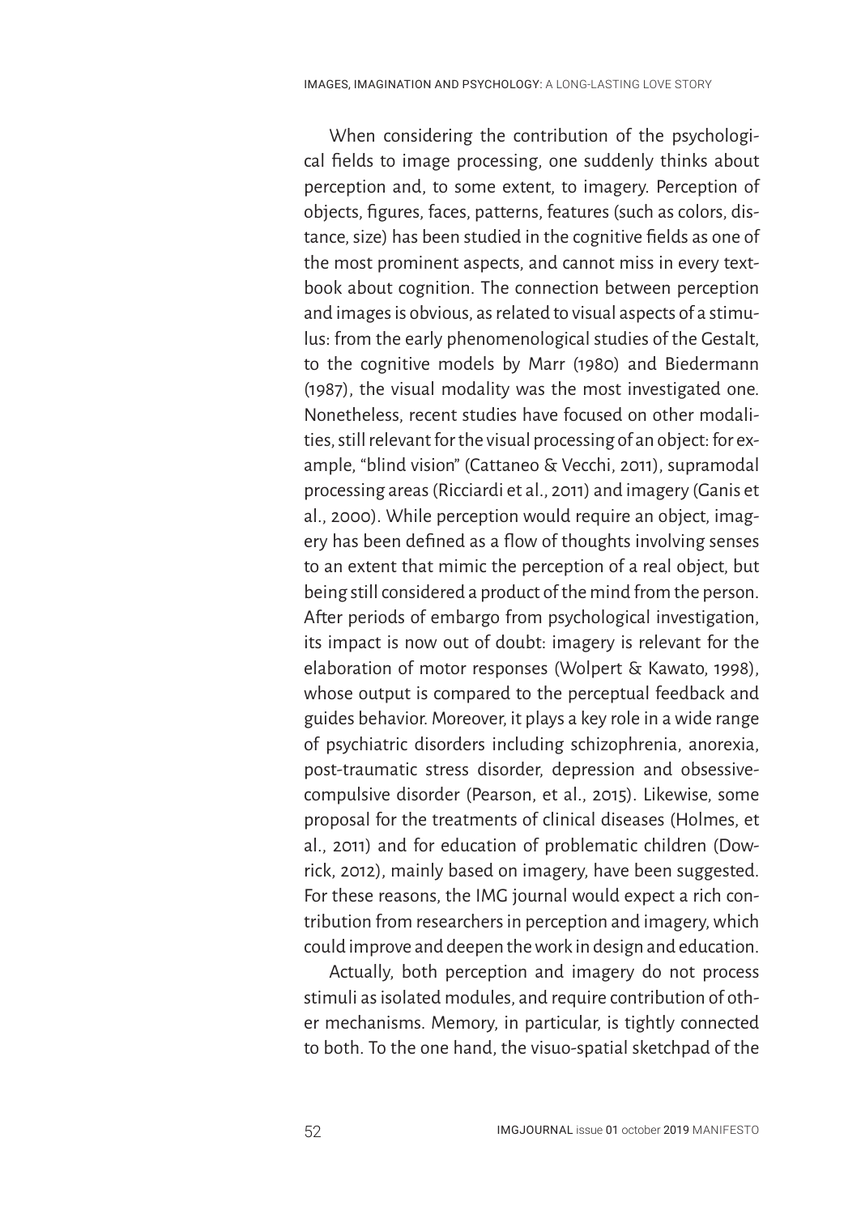When considering the contribution of the psychological fields to image processing, one suddenly thinks about perception and, to some extent, to imagery. Perception of objects, figures, faces, patterns, features (such as colors, distance, size) has been studied in the cognitive fields as one of the most prominent aspects, and cannot miss in every textbook about cognition. The connection between perception and images is obvious, as related to visual aspects of a stimulus: from the early phenomenological studies of the Gestalt, to the cognitive models by Marr (1980) and Biedermann (1987), the visual modality was the most investigated one. Nonetheless, recent studies have focused on other modalities, still relevant for the visual processing of an object: for example, "blind vision" (Cattaneo & Vecchi, 2011), supramodal processing areas (Ricciardi et al., 2011) and imagery (Ganis et al., 2000). While perception would require an object, imagery has been defined as a flow of thoughts involving senses to an extent that mimic the perception of a real object, but being still considered a product of the mind from the person. After periods of embargo from psychological investigation, its impact is now out of doubt: imagery is relevant for the elaboration of motor responses (Wolpert & Kawato, 1998), whose output is compared to the perceptual feedback and guides behavior. Moreover, it plays a key role in a wide range of psychiatric disorders including schizophrenia, anorexia, post-traumatic stress disorder, depression and obsessive-compulsive disorder (Pearson, et al., 2015). Likewise, some proposal for the treatments of clinical diseases (Holmes, et al., 2011) and for education of problematic children (Dowrick, 2012), mainly based on imagery, have been suggested. For these reasons, the IMG journal would expect a rich contribution from researchers in perception and imagery, which could improve and deepen the work in design and education.

Actually, both perception and imagery do not process stimuli as isolated modules, and require contribution of other mechanisms. Memory, in particular, is tightly connected to both. To the one hand, the visuo-spatial sketchpad of the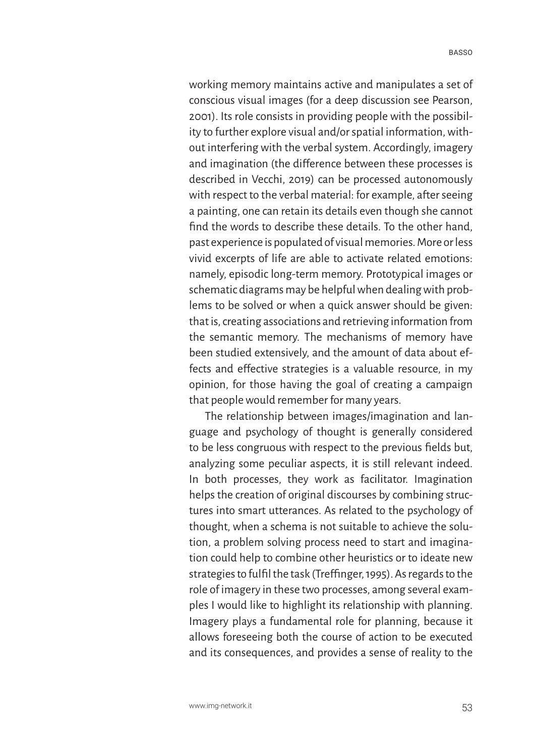working memory maintains active and manipulates a set of conscious visual images (for a deep discussion see Pearson, 2001). Its role consists in providing people with the possibility to further explore visual and/or spatial information, without interfering with the verbal system. Accordingly, imagery and imagination (the difference between these processes is described in Vecchi, 2019) can be processed autonomously with respect to the verbal material: for example, after seeing a painting, one can retain its details even though she cannot find the words to describe these details. To the other hand, past experience is populated of visual memories. More or less vivid excerpts of life are able to activate related emotions: namely, episodic long-term memory. Prototypical images or schematic diagrams may be helpful when dealing with problems to be solved or when a quick answer should be given: that is, creating associations and retrieving information from the semantic memory. The mechanisms of memory have been studied extensively, and the amount of data about effects and effective strategies is a valuable resource, in my opinion, for those having the goal of creating a campaign that people would remember for many years.

The relationship between images/imagination and language and psychology of thought is generally considered to be less congruous with respect to the previous fields but, analyzing some peculiar aspects, it is still relevant indeed. In both processes, they work as facilitator. Imagination helps the creation of original discourses by combining structures into smart utterances. As related to the psychology of thought, when a schema is not suitable to achieve the solution, a problem solving process need to start and imagination could help to combine other heuristics or to ideate new strategies to fulfil the task (Treffinger, 1995). As regards to the role of imagery in these two processes, among several examples I would like to highlight its relationship with planning. Imagery plays a fundamental role for planning, because it allows foreseeing both the course of action to be executed and its consequences, and provides a sense of reality to the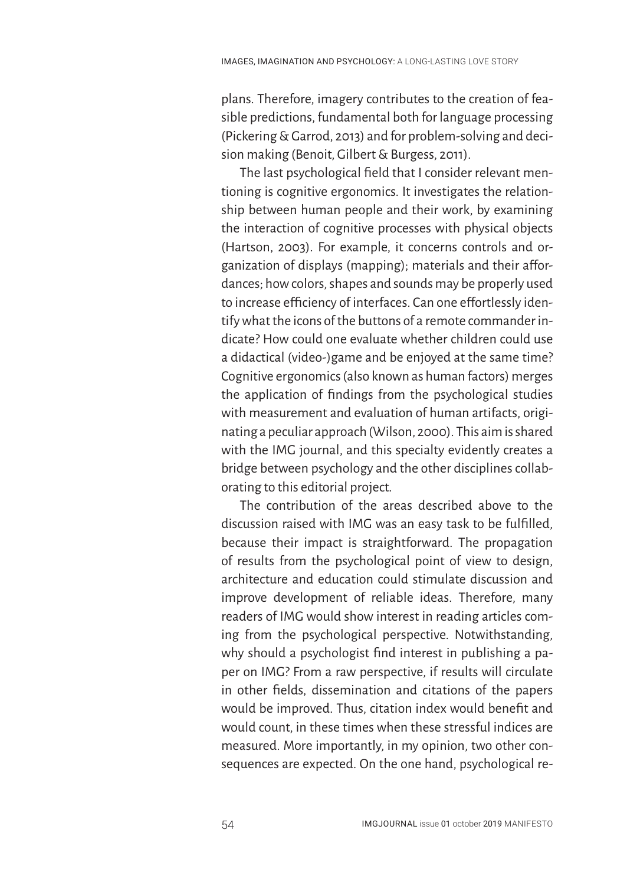plans. Therefore, imagery contributes to the creation of feasible predictions, fundamental both for language processing (Pickering & Garrod, 2013) and for problem-solving and decision making (Benoit, Gilbert & Burgess, 2011).

The last psychological field that I consider relevant mentioning is cognitive ergonomics. It investigates the relationship between human people and their work, by examining the interaction of cognitive processes with physical objects (Hartson, 2003). For example, it concerns controls and organization of displays (mapping); materials and their affordances; how colors, shapes and sounds may be properly used to increase efficiency of interfaces. Can one effortlessly identify what the icons of the buttons of a remote commander indicate? How could one evaluate whether children could use a didactical (video-)game and be enjoyed at the same time? Cognitive ergonomics (also known as human factors) merges the application of findings from the psychological studies with measurement and evaluation of human artifacts, originating a peculiar approach (Wilson, 2000). This aim is shared with the IMG journal, and this specialty evidently creates a bridge between psychology and the other disciplines collaborating to this editorial project.

The contribution of the areas described above to the discussion raised with IMG was an easy task to be fulfilled, because their impact is straightforward. The propagation of results from the psychological point of view to design, architecture and education could stimulate discussion and improve development of reliable ideas. Therefore, many readers of IMG would show interest in reading articles coming from the psychological perspective. Notwithstanding, why should a psychologist find interest in publishing a paper on IMG? From a raw perspective, if results will circulate in other fields, dissemination and citations of the papers would be improved. Thus, citation index would benefit and would count, in these times when these stressful indices are measured. More importantly, in my opinion, two other consequences are expected. On the one hand, psychological re-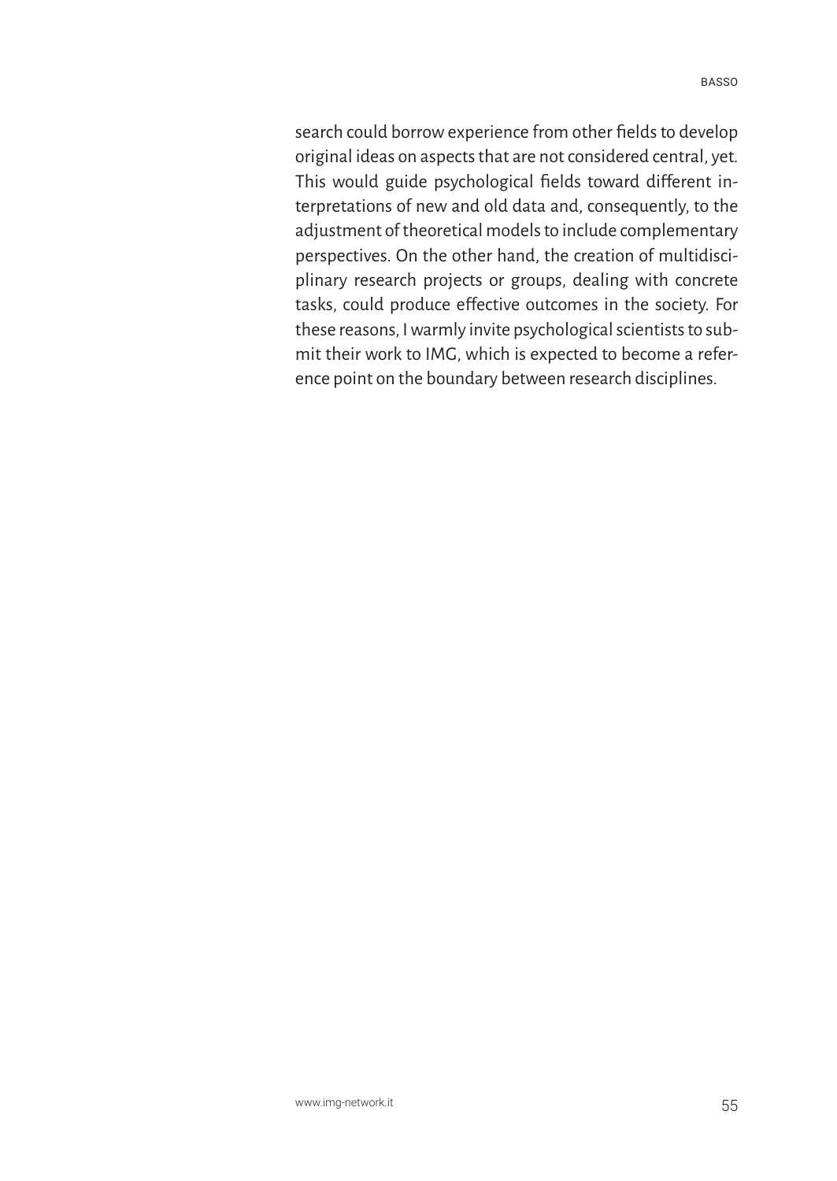search could borrow experience from other fields to develop original ideas on aspects that are not considered central, yet. This would guide psychological fields toward different interpretations of new and old data and, consequently, to the adjustment of theoretical models to include complementary perspectives. On the other hand, the creation of multidisciplinary research projects or groups, dealing with concrete tasks, could produce effective outcomes in the society. For these reasons, I warmly invite psychological scientists to submit their work to IMG, which is expected to become a reference point on the boundary between research disciplines.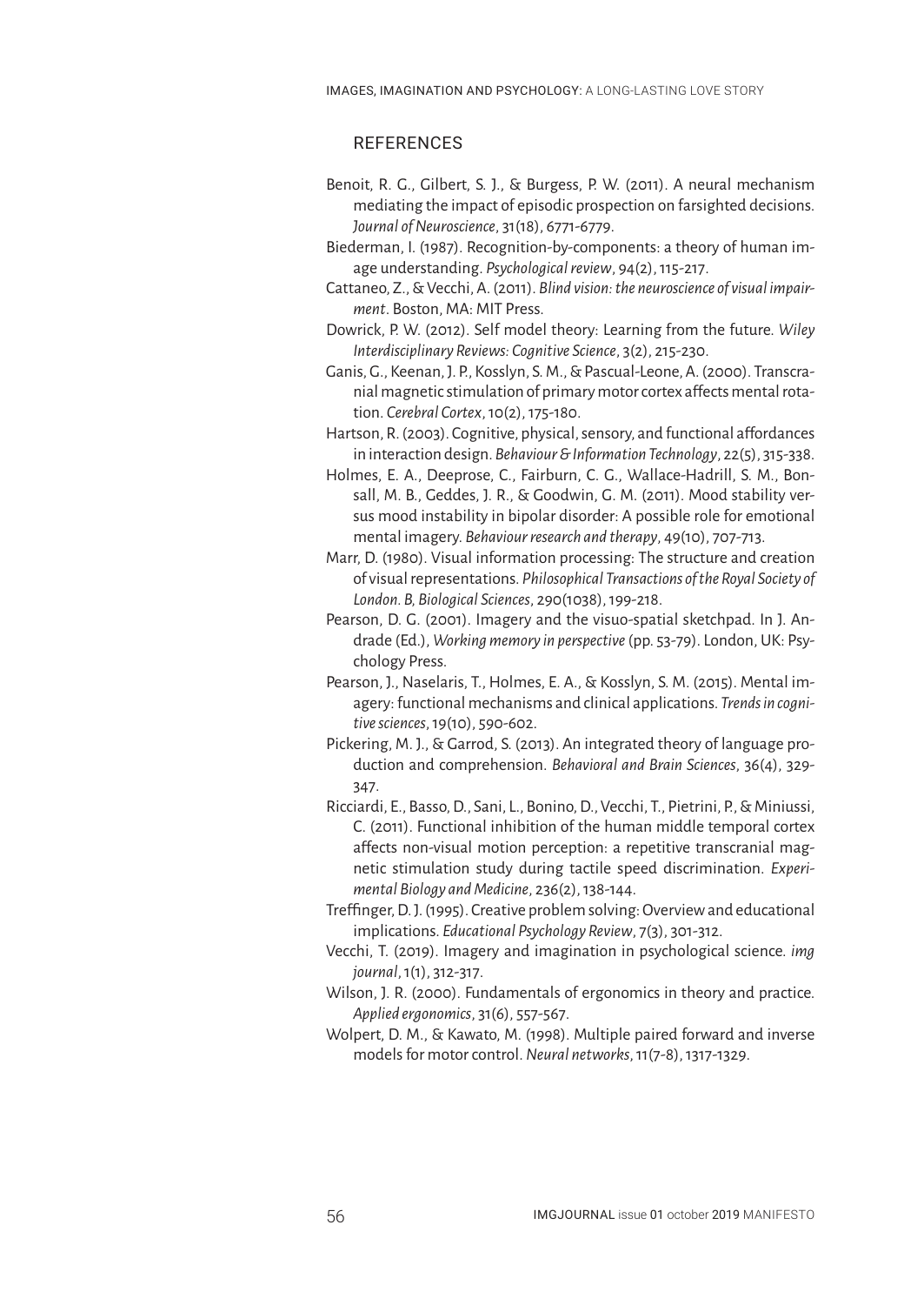## REFERENCES

Benoit, R. G., Gilbert, S. J., & Burgess, P. W. (2011). A neural mechanism mediating the impact of episodic prospection on farsighted decisions. *Journal of Neuroscience*, 31(18), 6771-6779.

Biederman, I. (1987). Recognition-by-components: a theory of human image understanding. *Psychological review*, 94(2), 115-217.

Cattaneo, Z., & Vecchi, A. (2011). *Blind vision: the neuroscience of visual impairment*. Boston, MA: MIT Press.

Dowrick, P. W. (2012). Self model theory: Learning from the future. *Wiley Interdisciplinary Reviews: Cognitive Science*, 3(2), 215-230.

Ganis, G., Keenan, J. P., Kosslyn, S. M., & Pascual-Leone, A. (2000). Transcranial magnetic stimulation of primary motor cortex affects mental rotation. *Cerebral Cortex*, 10(2), 175-180.

Hartson, R. (2003). Cognitive, physical, sensory, and functional affordances in interaction design. *Behaviour & Information Technology*, 22(5), 315-338.

Holmes, E. A., Deeprose, C., Fairburn, C. G., Wallace-Hadrill, S. M., Bonsall, M. B., Geddes, J. R., & Goodwin, G. M. (2011). Mood stability versus mood instability in bipolar disorder: A possible role for emotional mental imagery. *Behaviour research and therapy*, 49(10), 707-713.

Marr, D. (1980). Visual information processing: The structure and creation of visual representations. *Philosophical Transactions of the Royal Society of London. B, Biological Sciences*, 290(1038), 199-218.

Pearson, D. G. (2001). Imagery and the visuo-spatial sketchpad. In J. Andrade (Ed.), *Working memory in perspective* (pp. 53-79). London, UK: Psychology Press.

Pearson, J., Naselaris, T., Holmes, E. A., & Kosslyn, S. M. (2015). Mental imagery: functional mechanisms and clinical applications. *Trends in cognitive sciences*, 19(10), 590-602.

Pickering, M. J., & Garrod, S. (2013). An integrated theory of language production and comprehension. *Behavioral and Brain Sciences*, 36(4), 329-347.

Ricciardi, E., Basso, D., Sani, L., Bonino, D., Vecchi, T., Pietrini, P., & Miniussi, C. (2011). Functional inhibition of the human middle temporal cortex affects non-visual motion perception: a repetitive transcranial magnetic stimulation study during tactile speed discrimination. *Experimental Biology and Medicine*, 236(2), 138-144.

Treffinger, D. J. (1995). Creative problem solving: Overview and educational implications. *Educational Psychology Review*, 7(3), 301-312.

Vecchi, T. (2019). Imagery and imagination in psychological science. *img journal*, 1(1), 312-317.

Wilson, J. R. (2000). Fundamentals of ergonomics in theory and practice. *Applied ergonomics*, 31(6), 557-567.

Wolpert, D. M., & Kawato, M. (1998). Multiple paired forward and inverse models for motor control. *Neural networks*, 11(7-8), 1317-1329.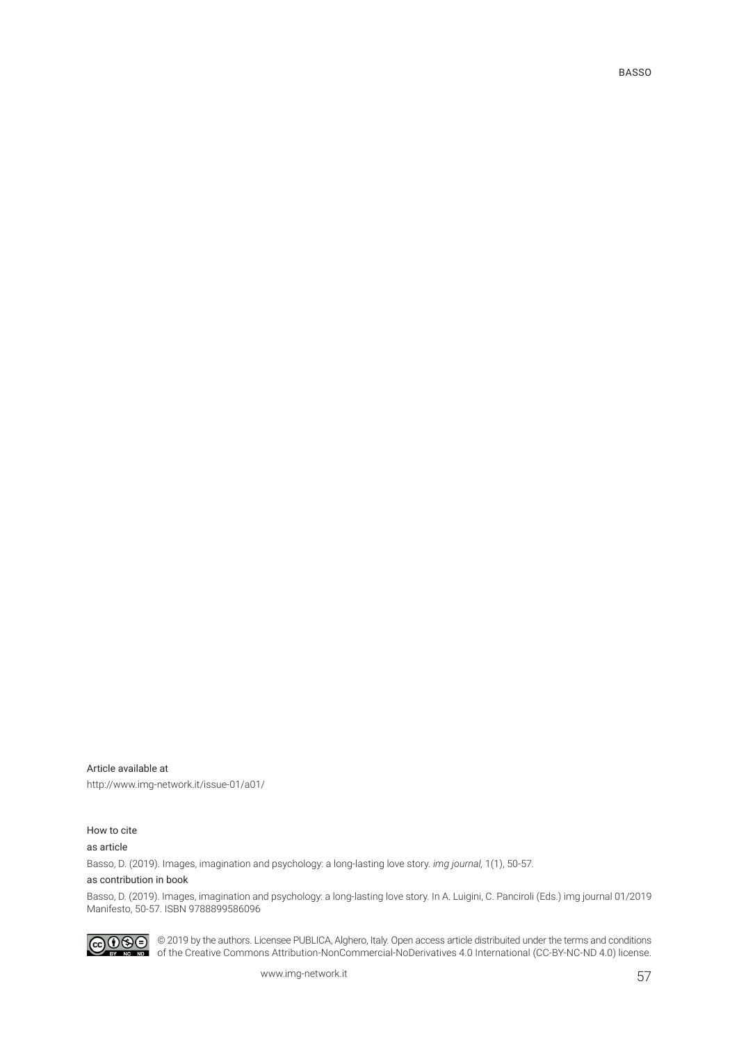Article available at

http://www.img-network.it/issue-01/a01/

How to cite

as article

Basso, D. (2019). Images, imagination and psychology: a long-lasting love story. *img journal*, 1(1), 50-57.

as contribution in book

Basso, D. (2019). Images, imagination and psychology: a long-lasting love story. In A. Luigini, C. Panciroli (Eds.) img journal 01/2019 Manifesto, 50-57. ISBN 9788899586096

© 2019 by the authors. Licensee PUBLICA, Alghero, Italy. Open access article distribuited under the terms and conditions of the Creative Commons Attribution-NonCommercial-NoDerivatives 4.0 International (CC-BY-NC-ND 4.0) license.